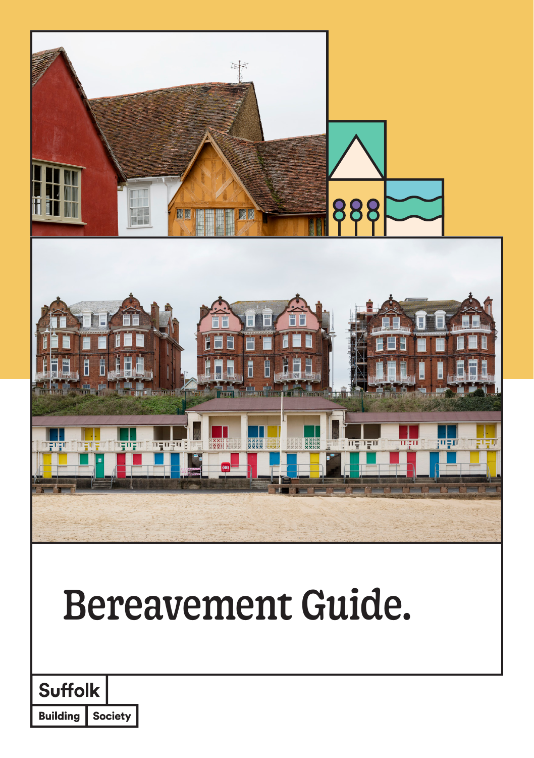# Bereavement Guide.

Suffolk Building Society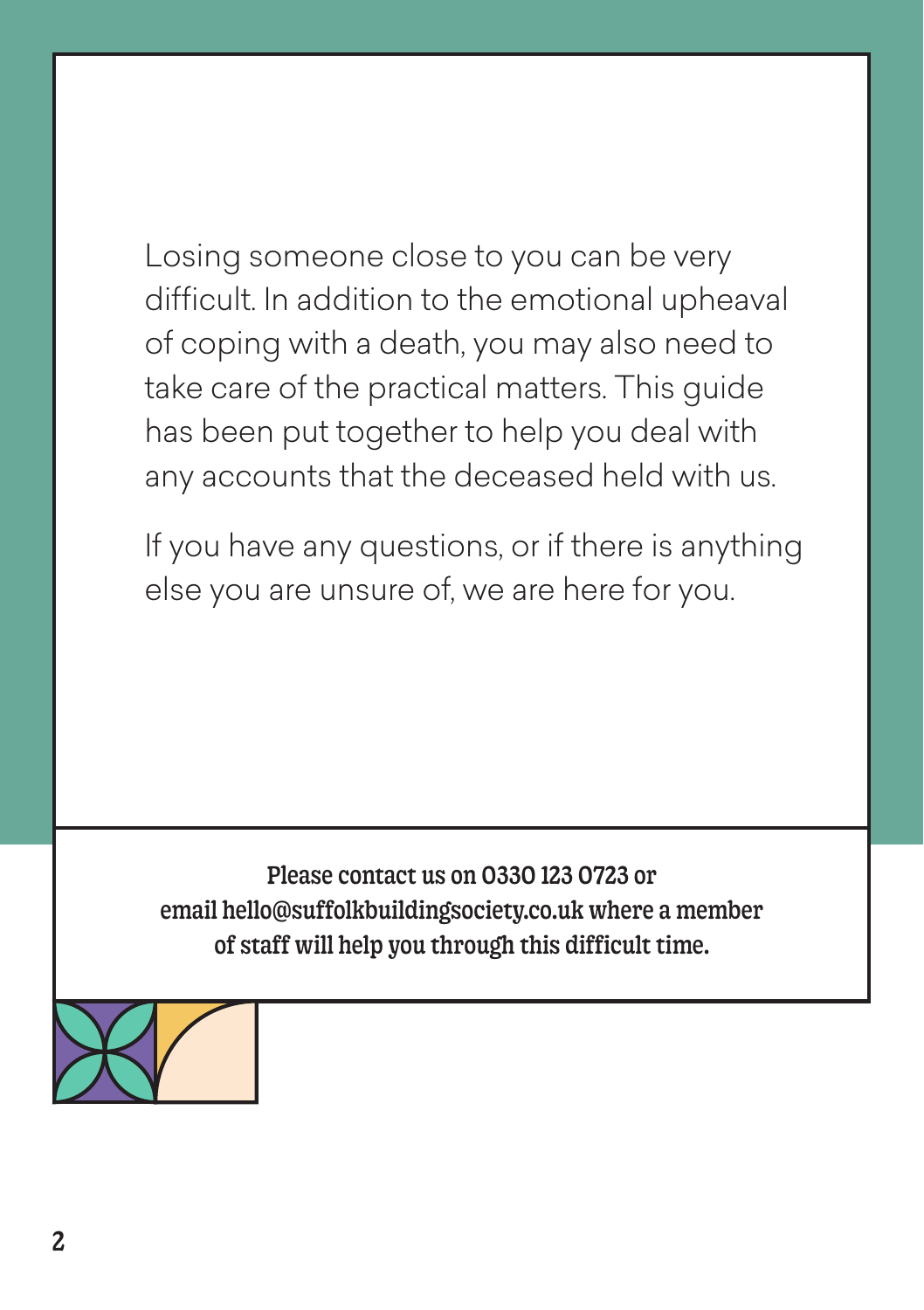Losing someone close to you can be very difficult. In addition to the emotional upheaval of coping with a death, you may also need to take care of the practical matters. This guide has been put together to help you deal with any accounts that the deceased held with us.

If you have any questions, or if there is anything else you are unsure of, we are here for you.

**Please contact us on 0330 123 0723 or email hello@suffolkbuildingsociety.co.uk where a member of staff will help you through this difficult time.**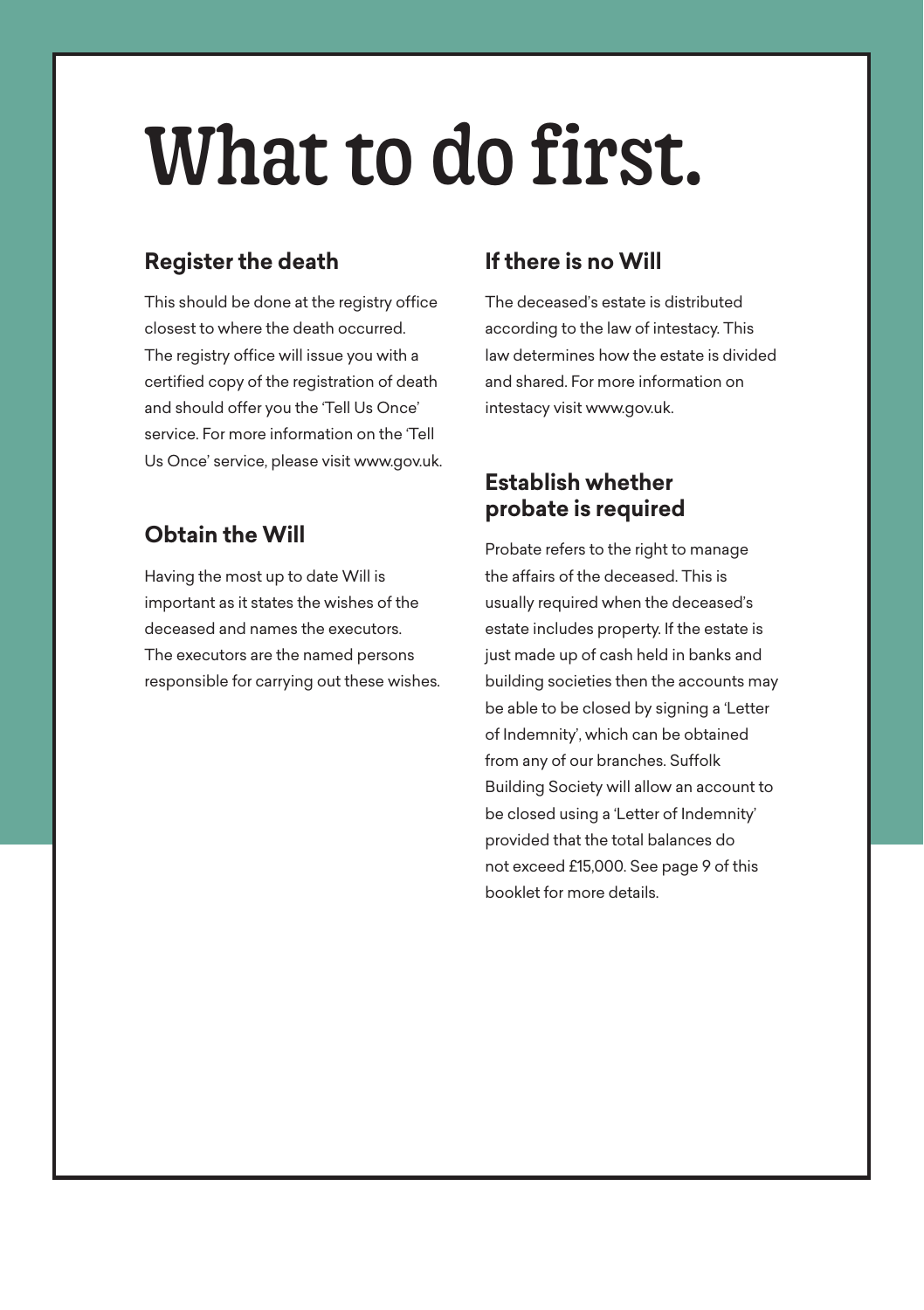# What to do first.

## Register the death

This should be done at the registry office closest to where the death occurred. The registry office will issue you with a certified copy of the registration of death and should offer you the 'Tell Us Once' service. For more information on the 'Tell Us Once' service, please visit www.gov.uk.

## Obtain the Will

Having the most up to date Will is important as it states the wishes of the deceased and names the executors. The executors are the named persons responsible for carrying out these wishes.

## If there is no Will

The deceased's estate is distributed according to the law of intestacy. This law determines how the estate is divided and shared. For more information on intestacy visit www.gov.uk.

## Establish whether probate is required

Probate refers to the right to manage the affairs of the deceased. This is usually required when the deceased's estate includes property. If the estate is just made up of cash held in banks and building societies then the accounts may be able to be closed by signing a 'Letter of Indemnity', which can be obtained from any of our branches. Suffolk Building Society will allow an account to be closed using a 'Letter of Indemnity' provided that the total balances do not exceed £15,000. See page 9 of this booklet for more details.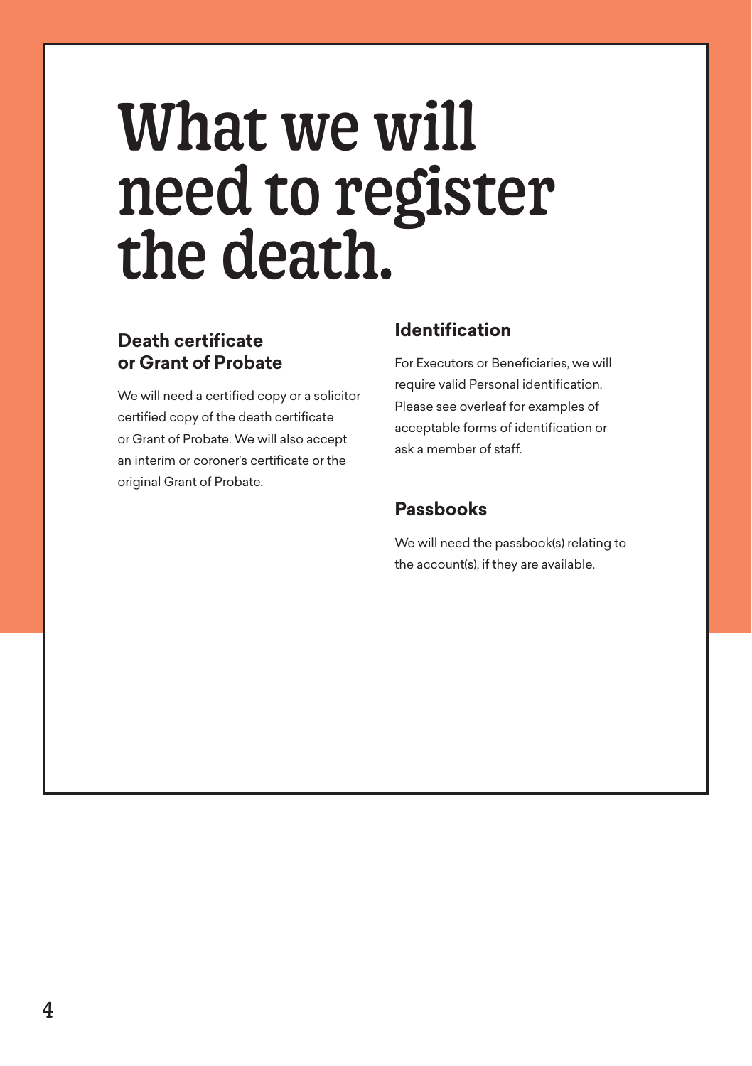# What we will need to register the death.

## Death certificate or Grant of Probate

We will need a certified copy or a solicitor certified copy of the death certificate or Grant of Probate. We will also accept an interim or coroner's certificate or the original Grant of Probate.

## Identification

For Executors or Beneficiaries, we will require valid Personal identification. Please see overleaf for examples of acceptable forms of identification or ask a member of staff.

## Passbooks

We will need the passbook(s) relating to the account(s), if they are available.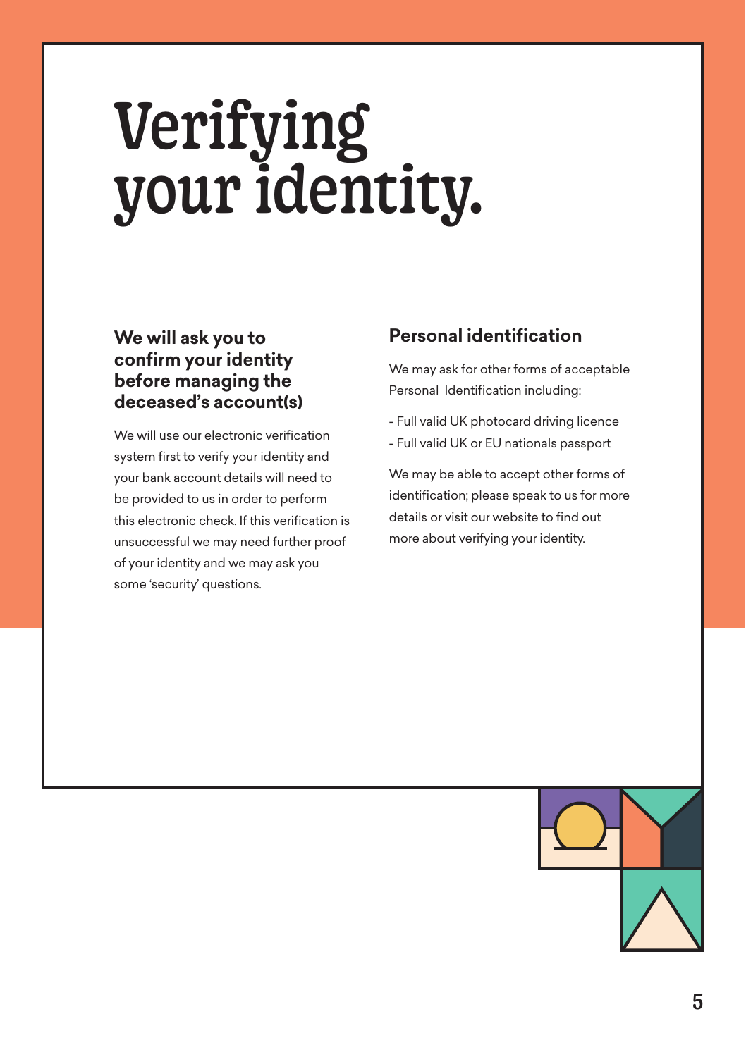# Verifying your identity.

### We will ask you to confirm your identity before managing the deceased's account(s)

We will use our electronic verification system first to verify your identity and your bank account details will need to be provided to us in order to perform this electronic check. If this verification is unsuccessful we may need further proof of your identity and we may ask you some 'security' questions.

### Personal identification

We may ask for other forms of acceptable Personal Identification including:

- Full valid UK photocard driving licence
- Full valid UK or EU nationals passport

We may be able to accept other forms of identification; please speak to us for more details or visit our website to find out more about verifying your identity.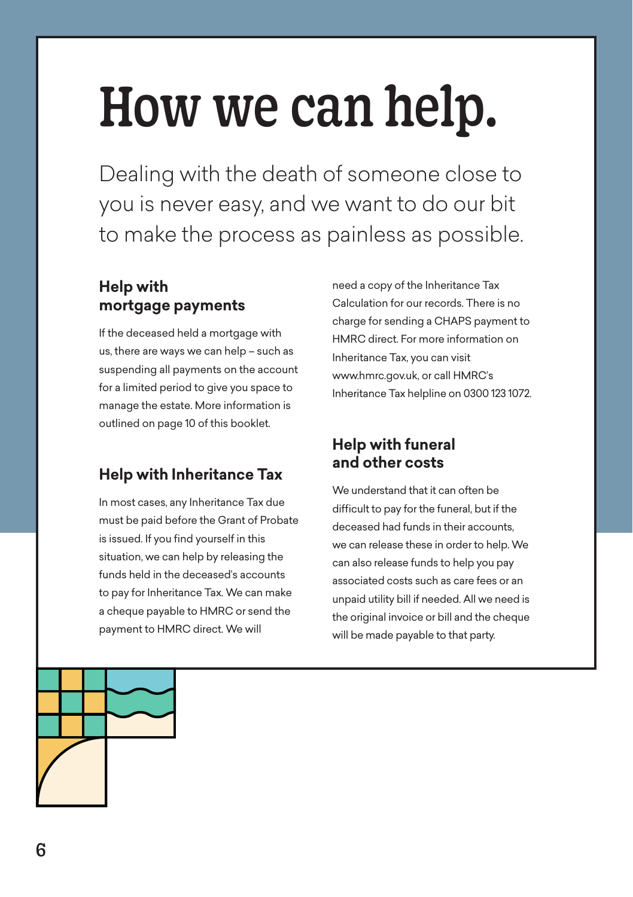# How we can help.

Dealing with the death of someone close to you is never easy, and we want to do our bit to make the process as painless as possible.

## Help with mortgage payments

If the deceased held a mortgage with us, there are ways we can help – such as suspending all payments on the account for a limited period to give you space to manage the estate. More information is outlined on page 10 of this booklet.

## Help with Inheritance Tax

In most cases, any Inheritance Tax due must be paid before the Grant of Probate is issued. If you find yourself in this situation, we can help by releasing the funds held in the deceased's accounts to pay for Inheritance Tax. We can make a cheque payable to HMRC or send the payment to HMRC direct. We will need a copy of the Inheritance Tax Calculation for our records. There is no charge for sending a CHAPS payment to HMRC direct. For more information on Inheritance Tax, you can visit www.hmrc.gov.uk, or call HMRC's Inheritance Tax helpline on 0300 123 1072.

## Help with funeral and other costs

We understand that it can often be difficult to pay for the funeral, but if the deceased had funds in their accounts, we can release these in order to help. We can also release funds to help you pay associated costs such as care fees or an unpaid utility bill if needed. All we need is the original invoice or bill and the cheque will be made payable to that party.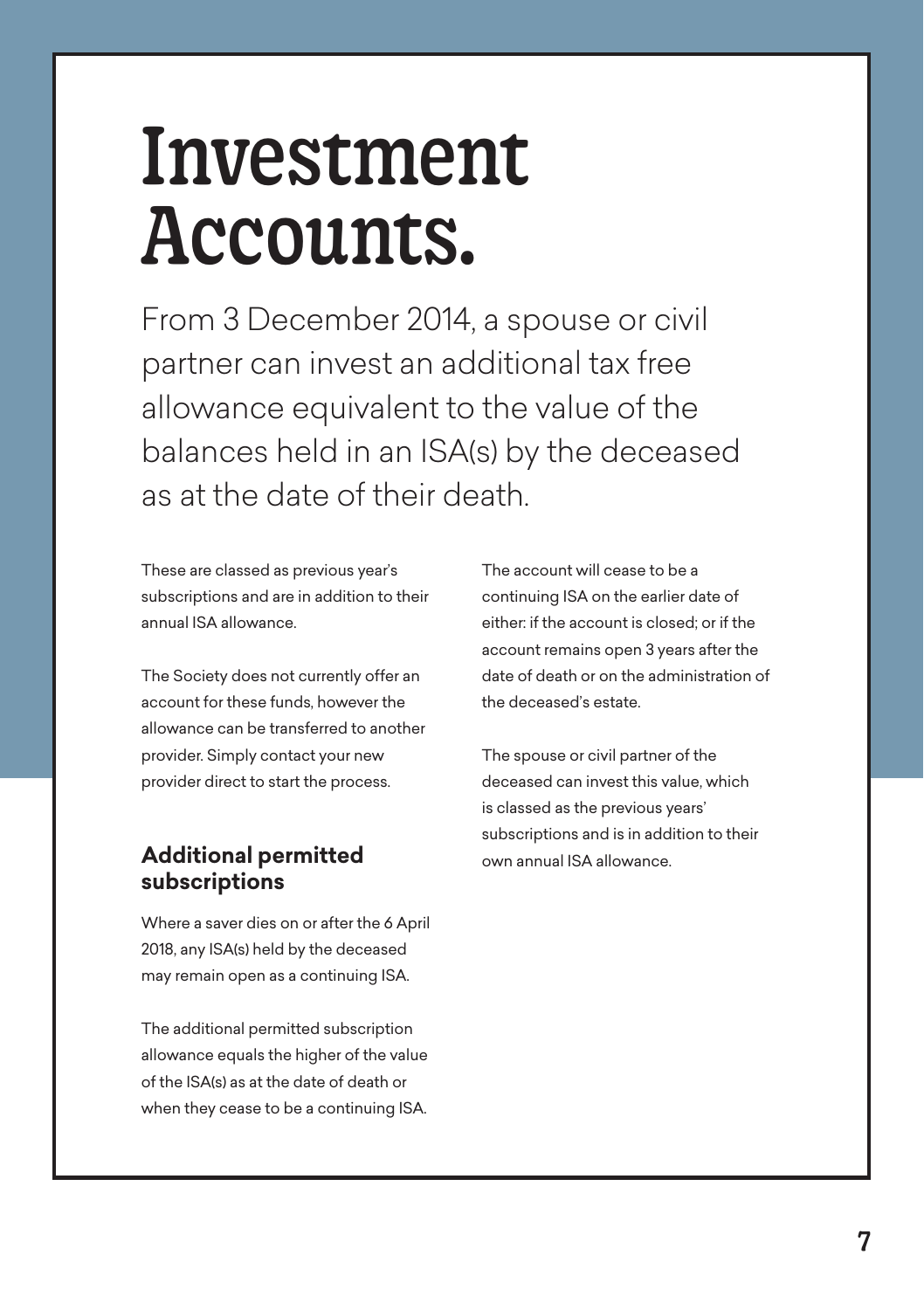# Investment Accounts.

From 3 December 2014, a spouse or civil partner can invest an additional tax free allowance equivalent to the value of the balances held in an ISA(s) by the deceased as at the date of their death.

These are classed as previous year's subscriptions and are in addition to their annual ISA allowance.

The Society does not currently offer an account for these funds, however the allowance can be transferred to another provider. Simply contact your new provider direct to start the process.

### Additional permitted subscriptions

Where a saver dies on or after the 6 April 2018, any ISA(s) held by the deceased may remain open as a continuing ISA.

The additional permitted subscription allowance equals the higher of the value of the ISA(s) as at the date of death or when they cease to be a continuing ISA.

The account will cease to be a continuing ISA on the earlier date of either: if the account is closed; or if the account remains open 3 years after the date of death or on the administration of the deceased's estate.

The spouse or civil partner of the deceased can invest this value, which is classed as the previous years' subscriptions and is in addition to their own annual ISA allowance.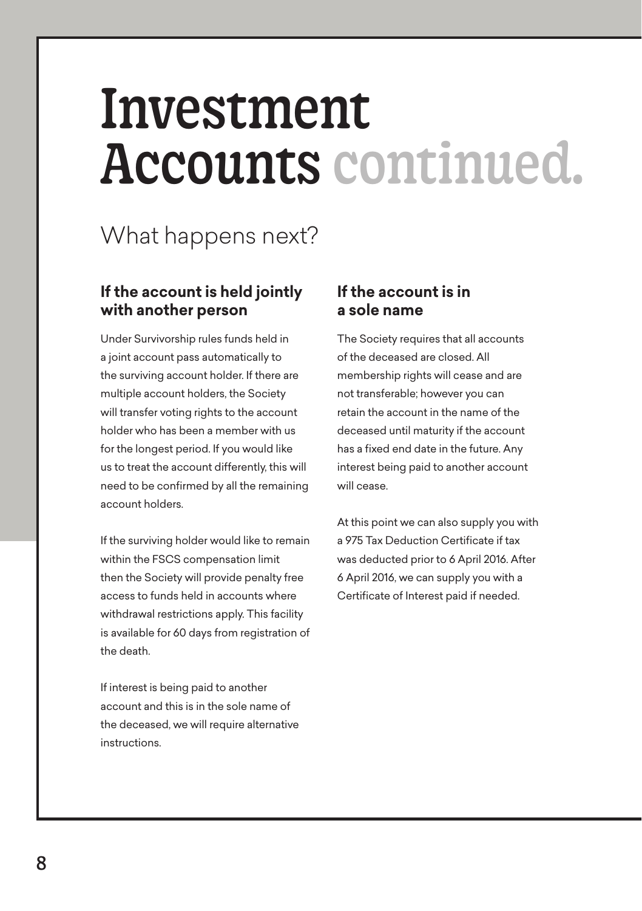# Investment Accounts continued.

## What happens next?

### If the account is held jointly with another person

Under Survivorship rules funds held in a joint account pass automatically to the surviving account holder. If there are multiple account holders, the Society will transfer voting rights to the account holder who has been a member with us for the longest period. If you would like us to treat the account differently, this will need to be confirmed by all the remaining account holders.

If the surviving holder would like to remain within the FSCS compensation limit then the Society will provide penalty free access to funds held in accounts where withdrawal restrictions apply. This facility is available for 60 days from registration of the death.

If interest is being paid to another account and this is in the sole name of the deceased, we will require alternative instructions.

### If the account is in a sole name

The Society requires that all accounts of the deceased are closed. All membership rights will cease and are not transferable; however you can retain the account in the name of the deceased until maturity if the account has a fixed end date in the future. Any interest being paid to another account will cease.

At this point we can also supply you with a 975 Tax Deduction Certificate if tax was deducted prior to 6 April 2016. After 6 April 2016, we can supply you with a Certificate of Interest paid if needed.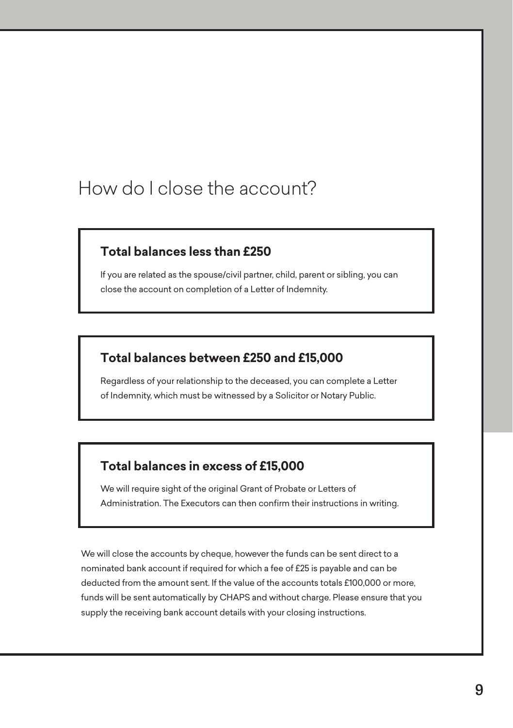# How do I close the account?

### Total balances less than £250

If you are related as the spouse/civil partner, child, parent or sibling, you can close the account on completion of a Letter of Indemnity.

### Total balances between £250 and £15,000

Regardless of your relationship to the deceased, you can complete a Letter of Indemnity, which must be witnessed by a Solicitor or Notary Public.

### Total balances in excess of £15,000

We will require sight of the original Grant of Probate or Letters of Administration. The Executors can then confirm their instructions in writing.

We will close the accounts by cheque, however the funds can be sent direct to a nominated bank account if required for which a fee of £25 is payable and can be deducted from the amount sent. If the value of the accounts totals £100,000 or more, funds will be sent automatically by CHAPS and without charge. Please ensure that you supply the receiving bank account details with your closing instructions.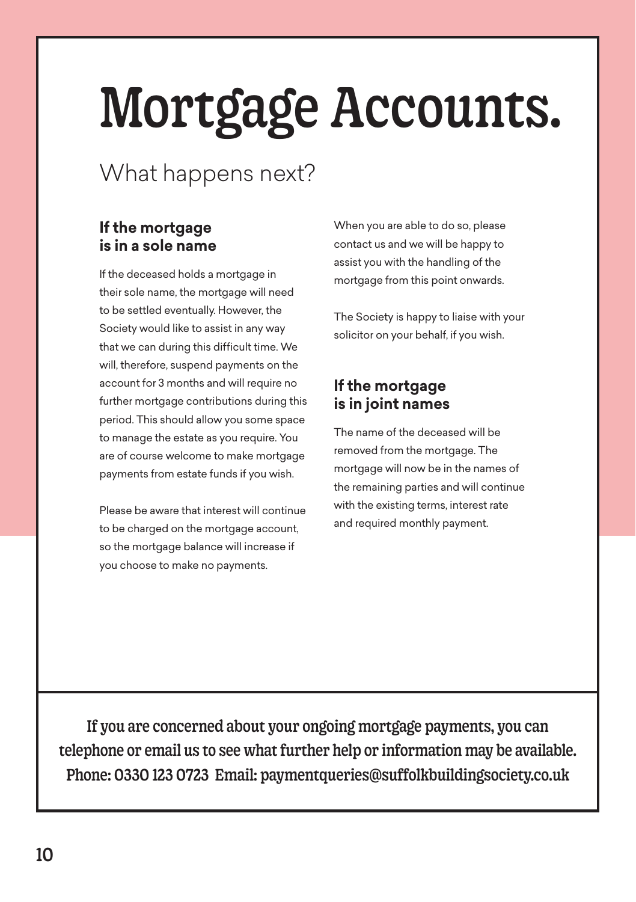# Mortgage Accounts.

## What happens next?

### If the mortgage is in a sole name

If the deceased holds a mortgage in their sole name, the mortgage will need to be settled eventually. However, the Society would like to assist in any way that we can during this difficult time. We will, therefore, suspend payments on the account for 3 months and will require no further mortgage contributions during this period. This should allow you some space to manage the estate as you require. You are of course welcome to make mortgage payments from estate funds if you wish.

Please be aware that interest will continue to be charged on the mortgage account, so the mortgage balance will increase if you choose to make no payments.

When you are able to do so, please contact us and we will be happy to assist you with the handling of the mortgage from this point onwards.

The Society is happy to liaise with your solicitor on your behalf, if you wish.

### If the mortgage is in joint names

The name of the deceased will be removed from the mortgage. The mortgage will now be in the names of the remaining parties and will continue with the existing terms, interest rate and required monthly payment.

If you are concerned about your ongoing mortgage payments, you can telephone or email us to see what further help or information may be available.
Phone: 0330 123 0723 Email: paymentqueries@suffolkbuildingsociety.co.uk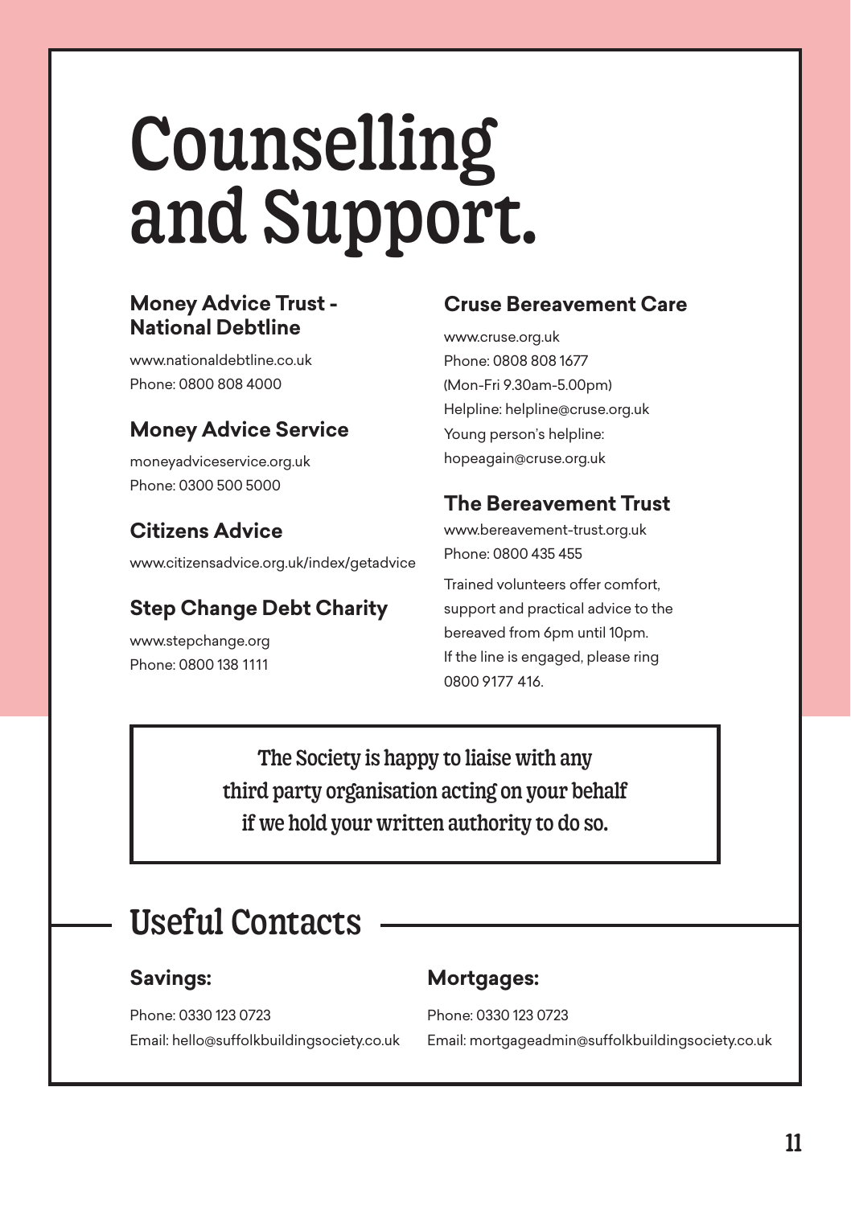# Counselling and Support.

### Money Advice Trust - National Debtline

www.nationaldebtline.co.uk
Phone: 0800 808 4000

### Money Advice Service

moneyadviceservice.org.uk
Phone: 0300 500 5000

### Citizens Advice

www.citizensadvice.org.uk/index/getadvice

### Step Change Debt Charity

www.stepchange.org
Phone: 0800 138 1111

### Cruse Bereavement Care

www.cruse.org.uk
Phone: 0808 808 1677
(Mon-Fri 9.30am-5.00pm)
Helpline: helpline@cruse.org.uk
Young person's helpline:
hopeagain@cruse.org.uk

### The Bereavement Trust

www.bereavement-trust.org.uk
Phone: 0800 435 455

Trained volunteers offer comfort, support and practical advice to the bereaved from 6pm until 10pm. If the line is engaged, please ring 0800 9177 416.

> The Society is happy to liaise with any third party organisation acting on your behalf if we hold your written authority to do so.

## Useful Contacts

### Savings:

Phone: 0330 123 0723
Email: hello@suffolkbuildingsociety.co.uk

### Mortgages:

Phone: 0330 123 0723
Email: mortgageadmin@suffolkbuildingsociety.co.uk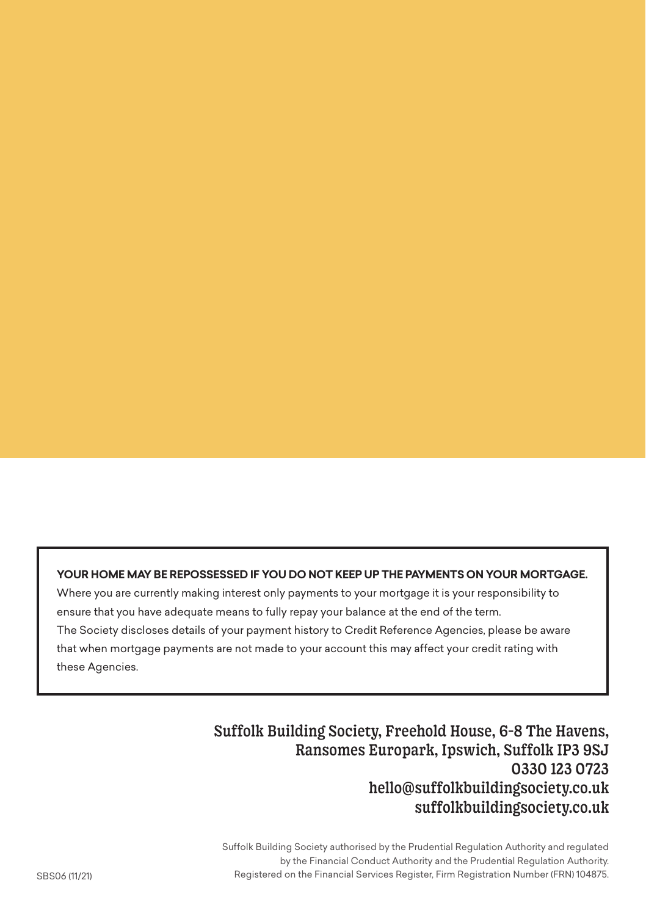**YOUR HOME MAY BE REPOSSESSED IF YOU DO NOT KEEP UP THE PAYMENTS ON YOUR MORTGAGE.**

Where you are currently making interest only payments to your mortgage it is your responsibility to ensure that you have adequate means to fully repay your balance at the end of the term.

The Society discloses details of your payment history to Credit Reference Agencies, please be aware that when mortgage payments are not made to your account this may affect your credit rating with these Agencies.

Suffolk Building Society, Freehold House, 6-8 The Havens,
Ransomes Europark, Ipswich, Suffolk IP3 9SJ
0330 123 0723
hello@suffolkbuildingsociety.co.uk
suffolkbuildingsociety.co.uk

Suffolk Building Society authorised by the Prudential Regulation Authority and regulated by the Financial Conduct Authority and the Prudential Regulation Authority. Registered on the Financial Services Register, Firm Registration Number (FRN) 104875.

SBS06 (11/21)